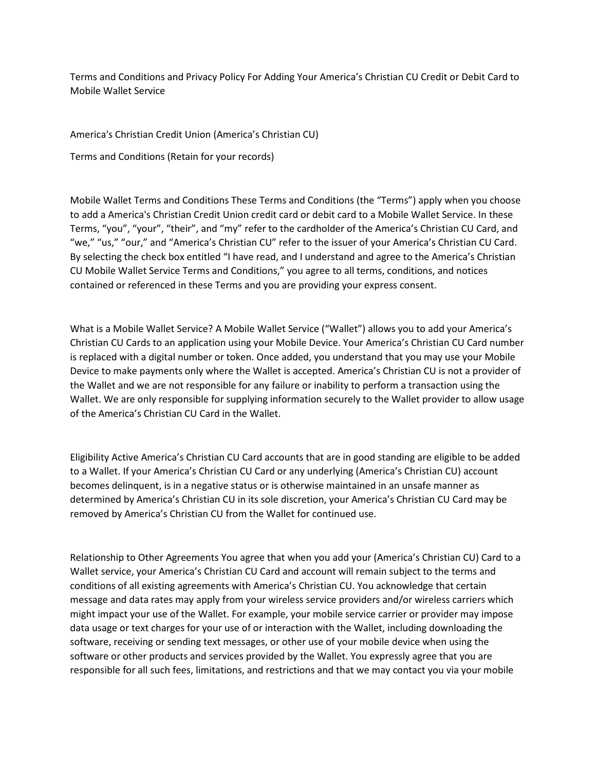# Terms and Conditions and Privacy Policy For Adding Your America's Christian CU Credit or Debit Card to Mobile Wallet Service

America's Christian Credit Union (America's Christian CU)

Terms and Conditions (Retain for your records)

**Mobile Wallet Terms and Conditions** These Terms and Conditions (the "Terms") apply when you choose to add a America's Christian Credit Union credit card or debit card to a Mobile Wallet Service. In these Terms, "you", "your", "their", and "my" refer to the cardholder of the America's Christian CU Card, and "we," "us," "our," and "America's Christian CU" refer to the issuer of your America's Christian CU Card. By selecting the check box entitled "I have read, and I understand and agree to the America's Christian CU Mobile Wallet Service Terms and Conditions," you agree to all terms, conditions, and notices contained or referenced in these Terms and you are providing your express consent.

**What is a Mobile Wallet Service?** A Mobile Wallet Service ("Wallet") allows you to add your America's Christian CU Cards to an application using your Mobile Device. Your America's Christian CU Card number is replaced with a digital number or token. Once added, you understand that you may use your Mobile Device to make payments only where the Wallet is accepted. America's Christian CU is not a provider of the Wallet and we are not responsible for any failure or inability to perform a transaction using the Wallet. We are only responsible for supplying information securely to the Wallet provider to allow usage of the America's Christian CU Card in the Wallet.

**Eligibility** Active America's Christian CU Card accounts that are in good standing are eligible to be added to a Wallet. If your America's Christian CU Card or any underlying (America's Christian CU) account becomes delinquent, is in a negative status or is otherwise maintained in an unsafe manner as determined by America's Christian CU in its sole discretion, your America's Christian CU Card may be removed by America's Christian CU from the Wallet for continued use.

**Relationship to Other Agreements** You agree that when you add your (America's Christian CU) Card to a Wallet service, your America's Christian CU Card and account will remain subject to the terms and conditions of all existing agreements with America's Christian CU. You acknowledge that certain message and data rates may apply from your wireless service providers and/or wireless carriers which might impact your use of the Wallet. For example, your mobile service carrier or provider may impose data usage or text charges for your use of or interaction with the Wallet, including downloading the software, receiving or sending text messages, or other use of your mobile device when using the software or other products and services provided by the Wallet. You expressly agree that you are responsible for all such fees, limitations, and restrictions and that we may contact you via your mobile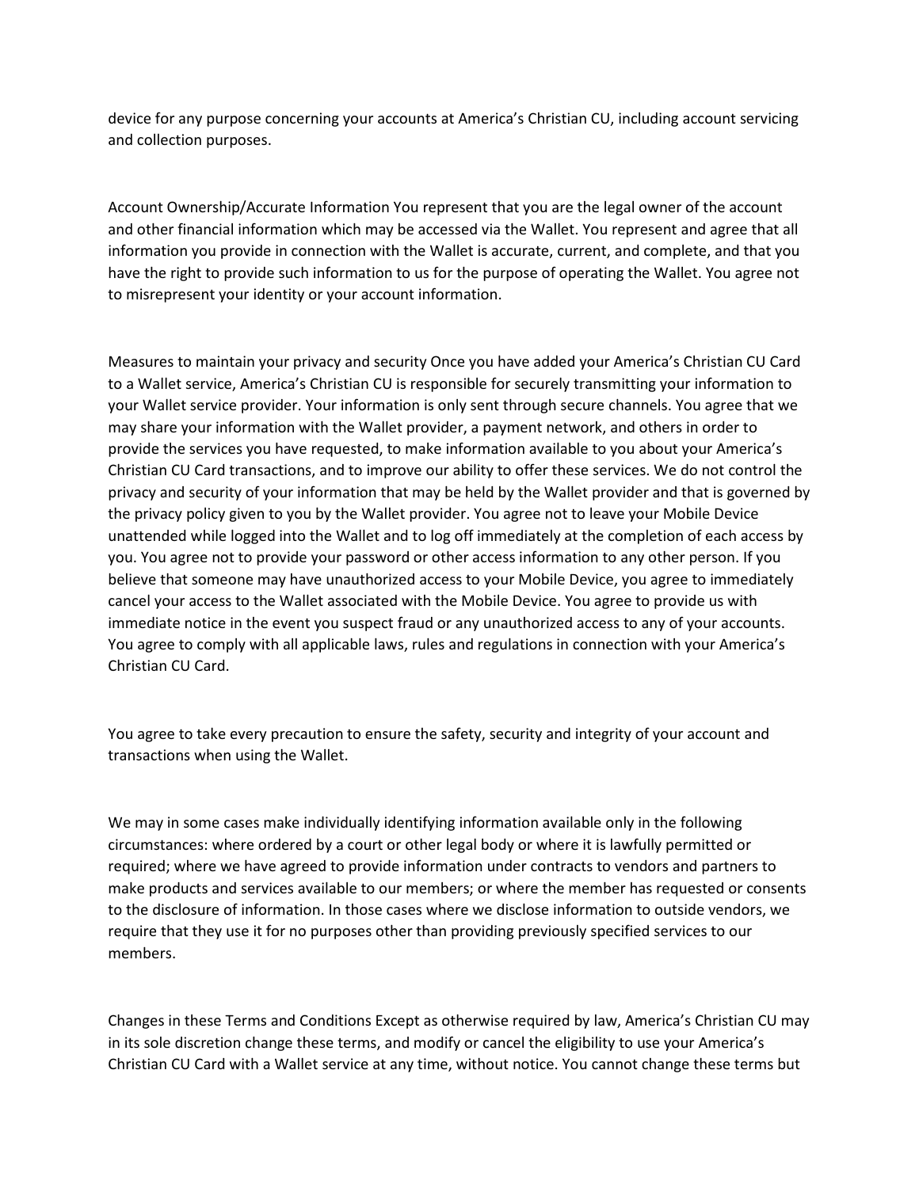device for any purpose concerning your accounts at America's Christian CU, including account servicing and collection purposes.

Account Ownership/Accurate Information You represent that you are the legal owner of the account and other financial information which may be accessed via the Wallet. You represent and agree that all information you provide in connection with the Wallet is accurate, current, and complete, and that you have the right to provide such information to us for the purpose of operating the Wallet. You agree not to misrepresent your identity or your account information.

Measures to maintain your privacy and security Once you have added your America's Christian CU Card to a Wallet service, America's Christian CU is responsible for securely transmitting your information to your Wallet service provider. Your information is only sent through secure channels. You agree that we may share your information with the Wallet provider, a payment network, and others in order to provide the services you have requested, to make information available to you about your America's Christian CU Card transactions, and to improve our ability to offer these services. We do not control the privacy and security of your information that may be held by the Wallet provider and that is governed by the privacy policy given to you by the Wallet provider. You agree not to leave your Mobile Device unattended while logged into the Wallet and to log off immediately at the completion of each access by you. You agree not to provide your password or other access information to any other person. If you believe that someone may have unauthorized access to your Mobile Device, you agree to immediately cancel your access to the Wallet associated with the Mobile Device. You agree to provide us with immediate notice in the event you suspect fraud or any unauthorized access to any of your accounts. You agree to comply with all applicable laws, rules and regulations in connection with your America's Christian CU Card.

You agree to take every precaution to ensure the safety, security and integrity of your account and transactions when using the Wallet.

We may in some cases make individually identifying information available only in the following circumstances: where ordered by a court or other legal body or where it is lawfully permitted or required; where we have agreed to provide information under contracts to vendors and partners to make products and services available to our members; or where the member has requested or consents to the disclosure of information. In those cases where we disclose information to outside vendors, we require that they use it for no purposes other than providing previously specified services to our members.

Changes in these Terms and Conditions Except as otherwise required by law, America's Christian CU may in its sole discretion change these terms, and modify or cancel the eligibility to use your America's Christian CU Card with a Wallet service at any time, without notice. You cannot change these terms but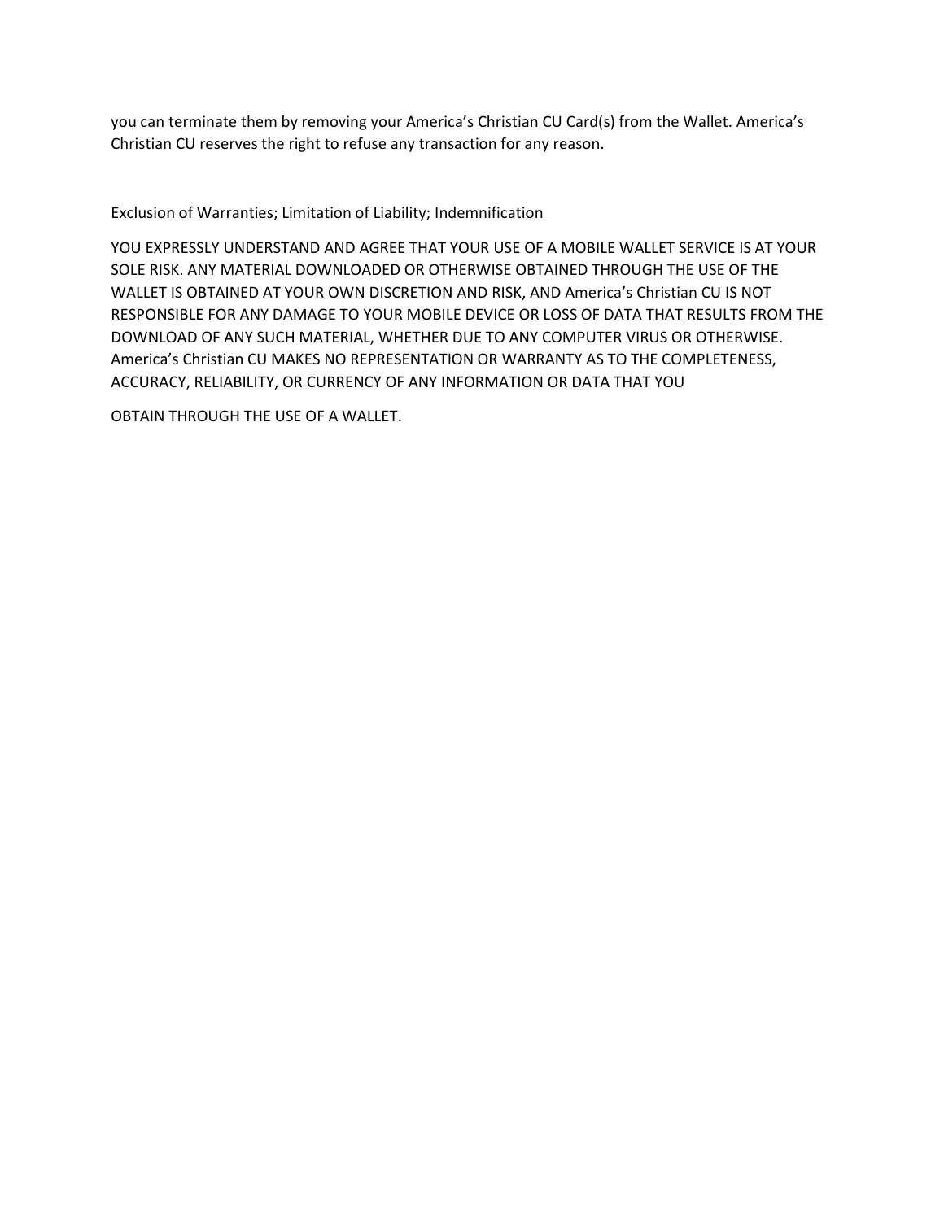you can terminate them by removing your America's Christian CU Card(s) from the Wallet. America's Christian CU reserves the right to refuse any transaction for any reason.

## Exclusion of Warranties; Limitation of Liability; Indemnification

YOU EXPRESSLY UNDERSTAND AND AGREE THAT YOUR USE OF A MOBILE WALLET SERVICE IS AT YOUR SOLE RISK. ANY MATERIAL DOWNLOADED OR OTHERWISE OBTAINED THROUGH THE USE OF THE WALLET IS OBTAINED AT YOUR OWN DISCRETION AND RISK, AND America's Christian CU IS NOT RESPONSIBLE FOR ANY DAMAGE TO YOUR MOBILE DEVICE OR LOSS OF DATA THAT RESULTS FROM THE DOWNLOAD OF ANY SUCH MATERIAL, WHETHER DUE TO ANY COMPUTER VIRUS OR OTHERWISE. America's Christian CU MAKES NO REPRESENTATION OR WARRANTY AS TO THE COMPLETENESS, ACCURACY, RELIABILITY, OR CURRENCY OF ANY INFORMATION OR DATA THAT YOU

OBTAIN THROUGH THE USE OF A WALLET.